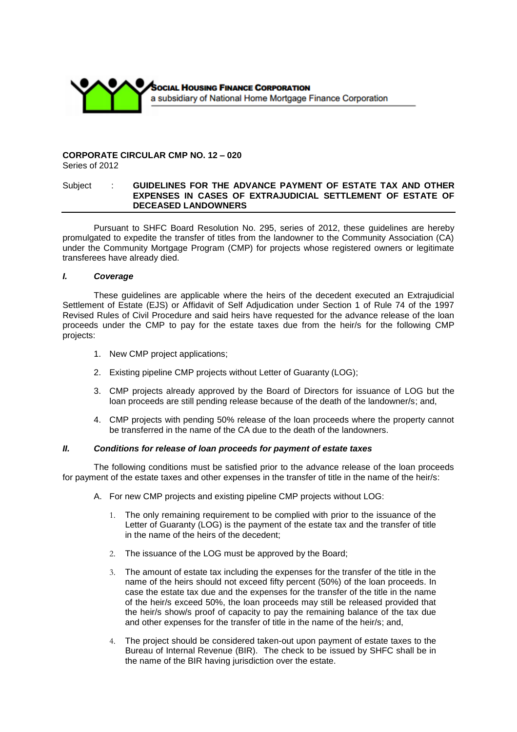**SOCIAL HOUSING FINANCE CORPORATION**
a subsidiary of National Home Mortgage Finance Corporation

**CORPORATE CIRCULAR CMP NO. 12 – 020**
Series of 2012

Subject : **GUIDELINES FOR THE ADVANCE PAYMENT OF ESTATE TAX AND OTHER EXPENSES IN CASES OF EXTRAJUDICIAL SETTLEMENT OF ESTATE OF DECEASED LANDOWNERS**

---

Pursuant to SHFC Board Resolution No. 295, series of 2012, these guidelines are hereby promulgated to expedite the transfer of titles from the landowner to the Community Association (CA) under the Community Mortgage Program (CMP) for projects whose registered owners or legitimate transferees have already died.

### *I. Coverage*

These guidelines are applicable where the heirs of the decedent executed an Extrajudicial Settlement of Estate (EJS) or Affidavit of Self Adjudication under Section 1 of Rule 74 of the 1997 Revised Rules of Civil Procedure and said heirs have requested for the advance release of the loan proceeds under the CMP to pay for the estate taxes due from the heir/s for the following CMP projects:

1. New CMP project applications;
2. Existing pipeline CMP projects without Letter of Guaranty (LOG);
3. CMP projects already approved by the Board of Directors for issuance of LOG but the loan proceeds are still pending release because of the death of the landowner/s; and,
4. CMP projects with pending 50% release of the loan proceeds where the property cannot be transferred in the name of the CA due to the death of the landowners.

### *II. Conditions for release of loan proceeds for payment of estate taxes*

The following conditions must be satisfied prior to the advance release of the loan proceeds for payment of the estate taxes and other expenses in the transfer of title in the name of the heir/s:

A. For new CMP projects and existing pipeline CMP projects without LOG:

1. The only remaining requirement to be complied with prior to the issuance of the Letter of Guaranty (LOG) is the payment of the estate tax and the transfer of title in the name of the heirs of the decedent;
2. The issuance of the LOG must be approved by the Board;
3. The amount of estate tax including the expenses for the transfer of the title in the name of the heirs should not exceed fifty percent (50%) of the loan proceeds. In case the estate tax due and the expenses for the transfer of the title in the name of the heir/s exceed 50%, the loan proceeds may still be released provided that the heir/s show/s proof of capacity to pay the remaining balance of the tax due and other expenses for the transfer of title in the name of the heir/s; and,
4. The project should be considered taken-out upon payment of estate taxes to the Bureau of Internal Revenue (BIR). The check to be issued by SHFC shall be in the name of the BIR having jurisdiction over the estate.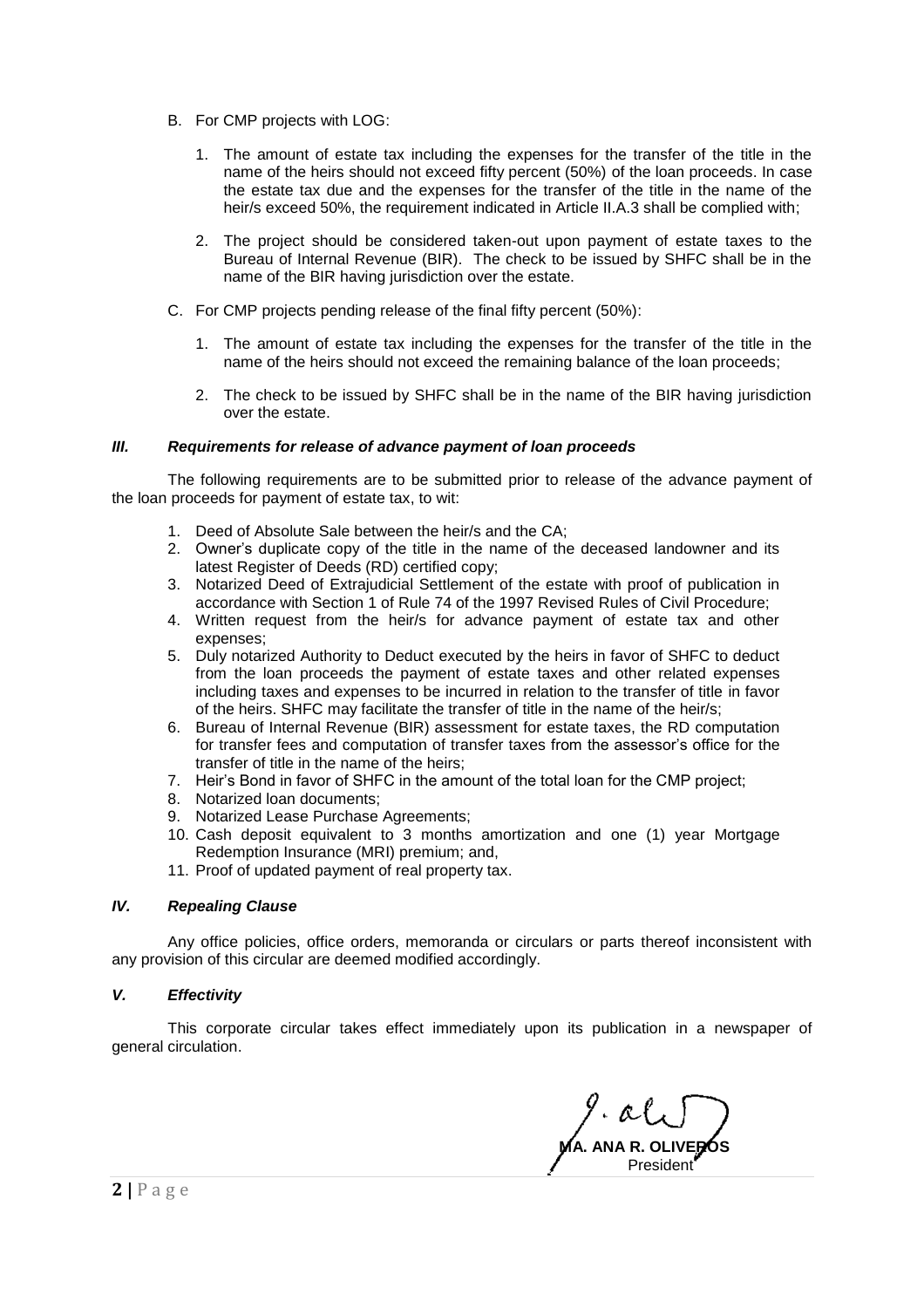B. For CMP projects with LOG:

   1. The amount of estate tax including the expenses for the transfer of the title in the name of the heirs should not exceed fifty percent (50%) of the loan proceeds. In case the estate tax due and the expenses for the transfer of the title in the name of the heir/s exceed 50%, the requirement indicated in Article II.A.3 shall be complied with;

   2. The project should be considered taken-out upon payment of estate taxes to the Bureau of Internal Revenue (BIR). The check to be issued by SHFC shall be in the name of the BIR having jurisdiction over the estate.

C. For CMP projects pending release of the final fifty percent (50%):

   1. The amount of estate tax including the expenses for the transfer of the title in the name of the heirs should not exceed the remaining balance of the loan proceeds;

   2. The check to be issued by SHFC shall be in the name of the BIR having jurisdiction over the estate.

### *III. Requirements for release of advance payment of loan proceeds*

The following requirements are to be submitted prior to release of the advance payment of the loan proceeds for payment of estate tax, to wit:

1. Deed of Absolute Sale between the heir/s and the CA;
2. Owner's duplicate copy of the title in the name of the deceased landowner and its latest Register of Deeds (RD) certified copy;
3. Notarized Deed of Extrajudicial Settlement of the estate with proof of publication in accordance with Section 1 of Rule 74 of the 1997 Revised Rules of Civil Procedure;
4. Written request from the heir/s for advance payment of estate tax and other expenses;
5. Duly notarized Authority to Deduct executed by the heirs in favor of SHFC to deduct from the loan proceeds the payment of estate taxes and other related expenses including taxes and expenses to be incurred in relation to the transfer of title in favor of the heirs. SHFC may facilitate the transfer of title in the name of the heir/s;
6. Bureau of Internal Revenue (BIR) assessment for estate taxes, the RD computation for transfer fees and computation of transfer taxes from the assessor's office for the transfer of title in the name of the heirs;
7. Heir's Bond in favor of SHFC in the amount of the total loan for the CMP project;
8. Notarized loan documents;
9. Notarized Lease Purchase Agreements;
10. Cash deposit equivalent to 3 months amortization and one (1) year Mortgage Redemption Insurance (MRI) premium; and,
11. Proof of updated payment of real property tax.

### *IV. Repealing Clause*

Any office policies, office orders, memoranda or circulars or parts thereof inconsistent with any provision of this circular are deemed modified accordingly.

### *V. Effectivity*

This corporate circular takes effect immediately upon its publication in a newspaper of general circulation.

**MA. ANA R. OLIVEROS**
President